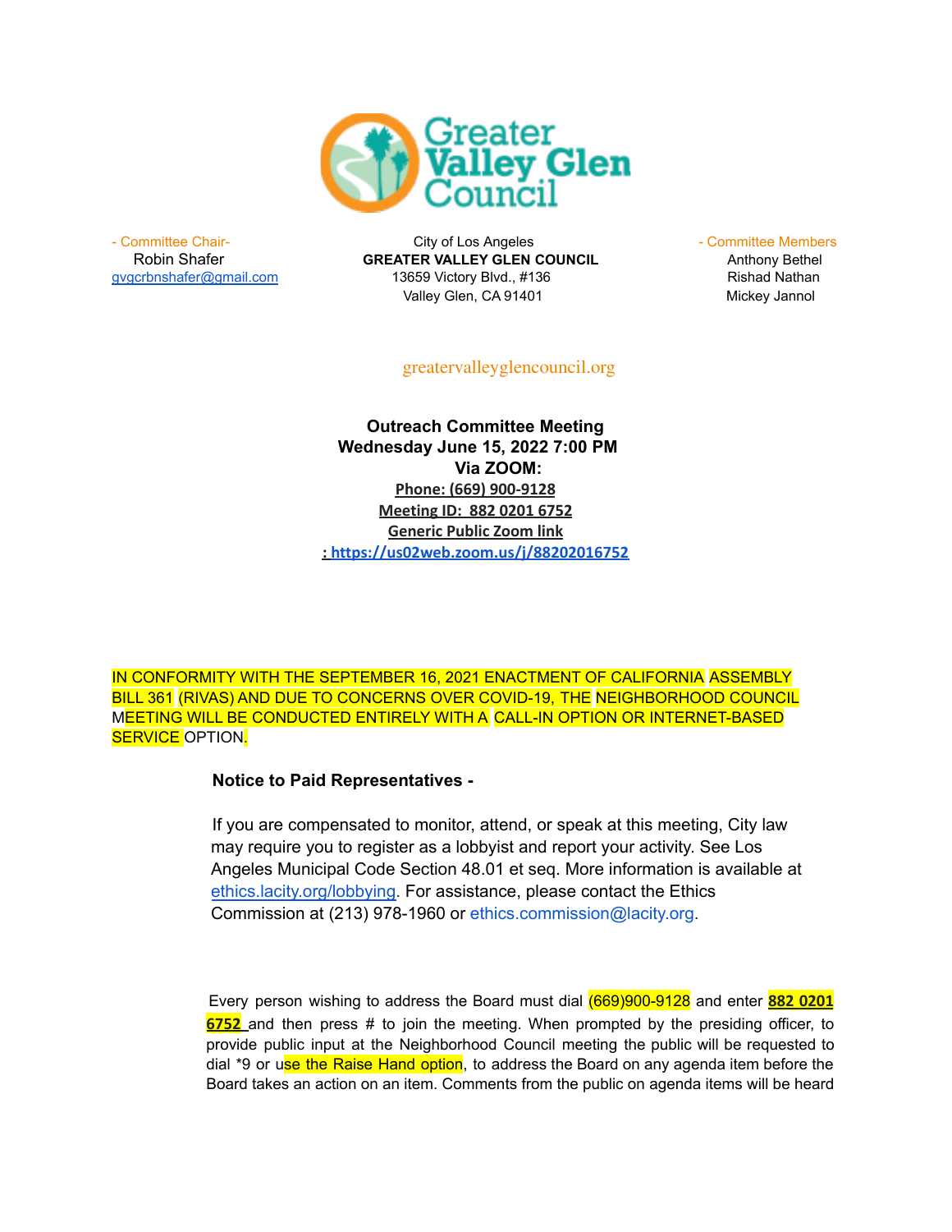- Committee Chair-
Robin Shafer
gvgcrbnshafer@gmail.com

City of Los Angeles
**GREATER VALLEY GLEN COUNCIL**
13659 Victory Blvd., #136
Valley Glen, CA 91401

- Committee Members
Anthony Bethel
Rishad Nathan
Mickey Jannol

greatervalleyglencouncil.org

**Outreach Committee Meeting**
**Wednesday June 15, 2022 7:00 PM**
**Via ZOOM:**
**Phone: (669) 900-9128**
**Meeting ID: 882 0201 6752**
**Generic Public Zoom link**
**: https://us02web.zoom.us/j/88202016752**

IN CONFORMITY WITH THE SEPTEMBER 16, 2021 ENACTMENT OF CALIFORNIA ASSEMBLY BILL 361 (RIVAS) AND DUE TO CONCERNS OVER COVID-19, THE NEIGHBORHOOD COUNCIL MEETING WILL BE CONDUCTED ENTIRELY WITH A CALL-IN OPTION OR INTERNET-BASED SERVICE OPTION.

**Notice to Paid Representatives -**

If you are compensated to monitor, attend, or speak at this meeting, City law may require you to register as a lobbyist and report your activity. See Los Angeles Municipal Code Section 48.01 et seq. More information is available at ethics.lacity.org/lobbying. For assistance, please contact the Ethics Commission at (213) 978-1960 or ethics.commission@lacity.org.

Every person wishing to address the Board must dial (669)900-9128 and enter **882 0201 6752** and then press # to join the meeting. When prompted by the presiding officer, to provide public input at the Neighborhood Council meeting the public will be requested to dial *9 or use the Raise Hand option, to address the Board on any agenda item before the Board takes an action on an item. Comments from the public on agenda items will be heard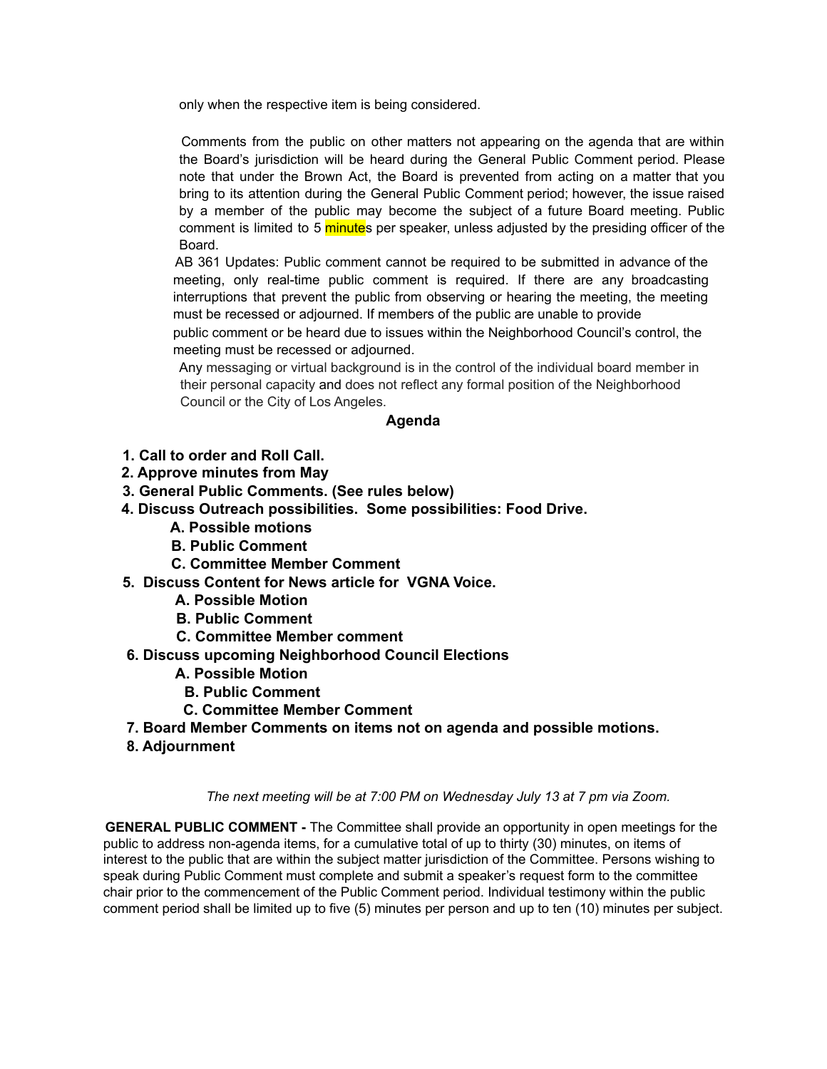only when the respective item is being considered.

Comments from the public on other matters not appearing on the agenda that are within the Board's jurisdiction will be heard during the General Public Comment period. Please note that under the Brown Act, the Board is prevented from acting on a matter that you bring to its attention during the General Public Comment period; however, the issue raised by a member of the public may become the subject of a future Board meeting. Public comment is limited to 5 minutes per speaker, unless adjusted by the presiding officer of the Board.

AB 361 Updates: Public comment cannot be required to be submitted in advance of the meeting, only real-time public comment is required. If there are any broadcasting interruptions that prevent the public from observing or hearing the meeting, the meeting must be recessed or adjourned. If members of the public are unable to provide public comment or be heard due to issues within the Neighborhood Council's control, the meeting must be recessed or adjourned.

Any messaging or virtual background is in the control of the individual board member in their personal capacity and does not reflect any formal position of the Neighborhood Council or the City of Los Angeles.

## Agenda

1. **Call to order and Roll Call.**
2. **Approve minutes from May**
3. **General Public Comments. (See rules below)**
4. **Discuss Outreach possibilities. Some possibilities: Food Drive.**
   - **A. Possible motions**
   - **B. Public Comment**
   - **C. Committee Member Comment**
5. **Discuss Content for News article for VGNA Voice.**
   - **A. Possible Motion**
   - **B. Public Comment**
   - **C. Committee Member comment**
6. **Discuss upcoming Neighborhood Council Elections**
   - **A. Possible Motion**
   - **B. Public Comment**
   - **C. Committee Member Comment**
7. **Board Member Comments on items not on agenda and possible motions.**
8. **Adjournment**

*The next meeting will be at 7:00 PM on Wednesday July 13 at 7 pm via Zoom.*

**GENERAL PUBLIC COMMENT -** The Committee shall provide an opportunity in open meetings for the public to address non-agenda items, for a cumulative total of up to thirty (30) minutes, on items of interest to the public that are within the subject matter jurisdiction of the Committee. Persons wishing to speak during Public Comment must complete and submit a speaker's request form to the committee chair prior to the commencement of the Public Comment period. Individual testimony within the public comment period shall be limited up to five (5) minutes per person and up to ten (10) minutes per subject.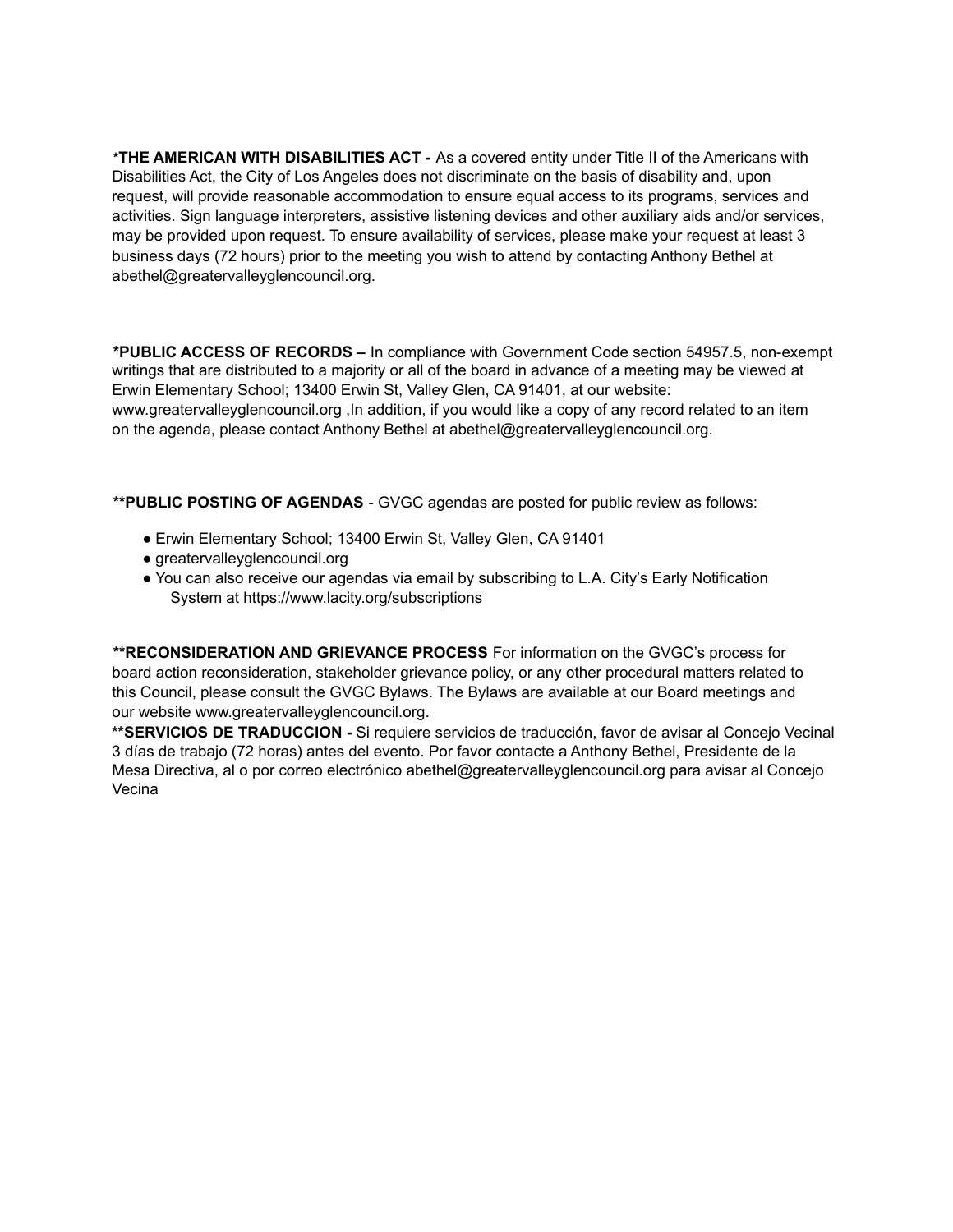***THE AMERICAN WITH DISABILITIES ACT -** As a covered entity under Title II of the Americans with Disabilities Act, the City of Los Angeles does not discriminate on the basis of disability and, upon request, will provide reasonable accommodation to ensure equal access to its programs, services and activities. Sign language interpreters, assistive listening devices and other auxiliary aids and/or services, may be provided upon request. To ensure availability of services, please make your request at least 3 business days (72 hours) prior to the meeting you wish to attend by contacting Anthony Bethel at abethel@greatervalleyglencouncil.org.

***PUBLIC ACCESS OF RECORDS –** In compliance with Government Code section 54957.5, non-exempt writings that are distributed to a majority or all of the board in advance of a meeting may be viewed at Erwin Elementary School; 13400 Erwin St, Valley Glen, CA 91401, at our website: www.greatervalleyglencouncil.org ,In addition, if you would like a copy of any record related to an item on the agenda, please contact Anthony Bethel at abethel@greatervalleyglencouncil.org.

****PUBLIC POSTING OF AGENDAS** - GVGC agendas are posted for public review as follows:

- Erwin Elementary School; 13400 Erwin St, Valley Glen, CA 91401
- greatervalleyglencouncil.org
- You can also receive our agendas via email by subscribing to L.A. City's Early Notification System at https://www.lacity.org/subscriptions

****RECONSIDERATION AND GRIEVANCE PROCESS** For information on the GVGC's process for board action reconsideration, stakeholder grievance policy, or any other procedural matters related to this Council, please consult the GVGC Bylaws. The Bylaws are available at our Board meetings and our website www.greatervalleyglencouncil.org.

****SERVICIOS DE TRADUCCION -** Si requiere servicios de traducción, favor de avisar al Concejo Vecinal 3 días de trabajo (72 horas) antes del evento. Por favor contacte a Anthony Bethel, Presidente de la Mesa Directiva, al o por correo electrónico abethel@greatervalleyglencouncil.org para avisar al Concejo Vecina